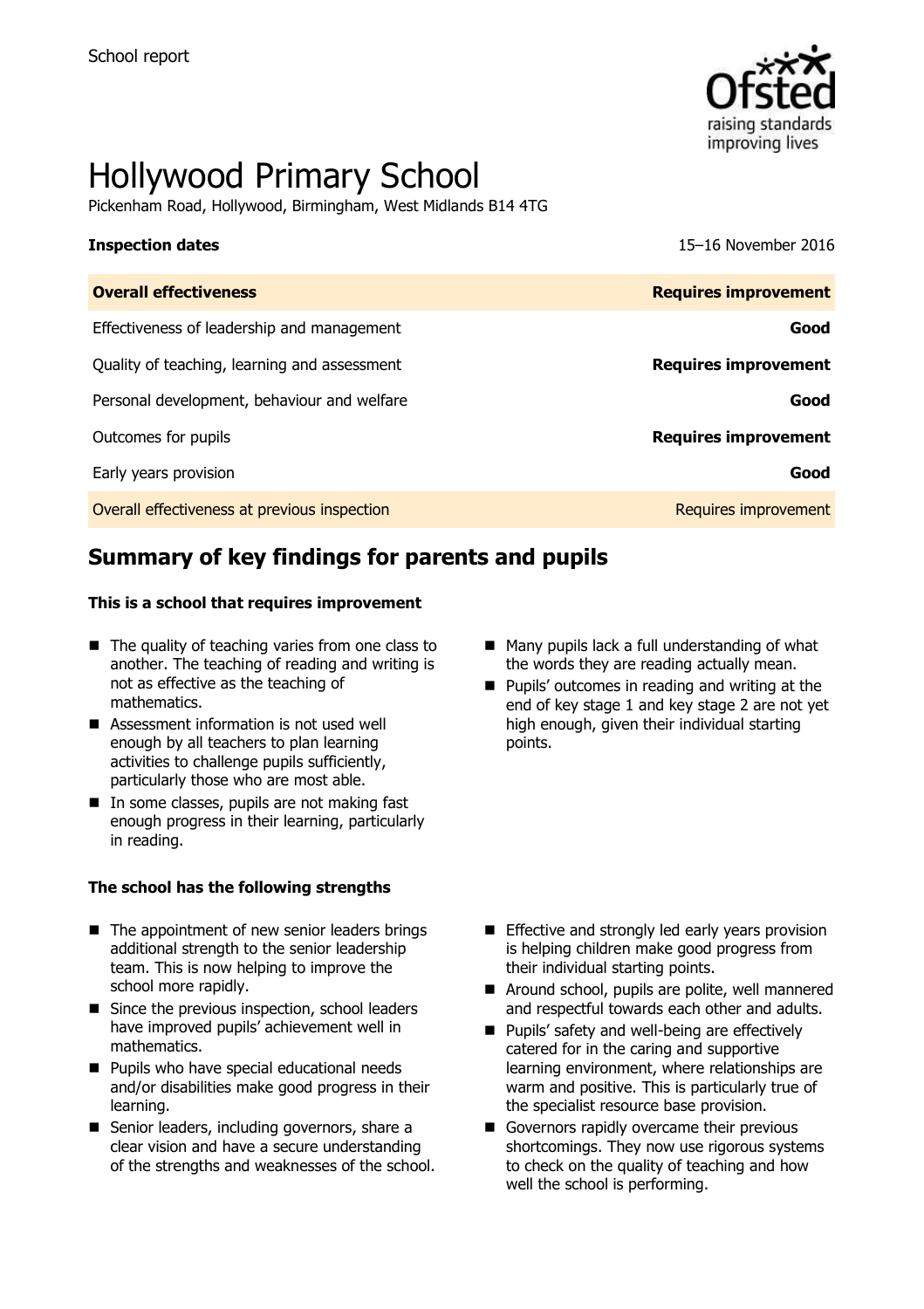School report

# Hollywood Primary School

Pickenham Road, Hollywood, Birmingham, West Midlands B14 4TG

**Inspection dates** 15–16 November 2016

| **Overall effectiveness** | **Requires improvement** |
|---|---|
| Effectiveness of leadership and management | **Good** |
| Quality of teaching, learning and assessment | **Requires improvement** |
| Personal development, behaviour and welfare | **Good** |
| Outcomes for pupils | **Requires improvement** |
| Early years provision | **Good** |
| Overall effectiveness at previous inspection | Requires improvement |

## Summary of key findings for parents and pupils

**This is a school that requires improvement**

- The quality of teaching varies from one class to another. The teaching of reading and writing is not as effective as the teaching of mathematics.
- Assessment information is not used well enough by all teachers to plan learning activities to challenge pupils sufficiently, particularly those who are most able.
- In some classes, pupils are not making fast enough progress in their learning, particularly in reading.
- Many pupils lack a full understanding of what the words they are reading actually mean.
- Pupils' outcomes in reading and writing at the end of key stage 1 and key stage 2 are not yet high enough, given their individual starting points.

**The school has the following strengths**

- The appointment of new senior leaders brings additional strength to the senior leadership team. This is now helping to improve the school more rapidly.
- Since the previous inspection, school leaders have improved pupils' achievement well in mathematics.
- Pupils who have special educational needs and/or disabilities make good progress in their learning.
- Senior leaders, including governors, share a clear vision and have a secure understanding of the strengths and weaknesses of the school.
- Effective and strongly led early years provision is helping children make good progress from their individual starting points.
- Around school, pupils are polite, well mannered and respectful towards each other and adults.
- Pupils' safety and well-being are effectively catered for in the caring and supportive learning environment, where relationships are warm and positive. This is particularly true of the specialist resource base provision.
- Governors rapidly overcame their previous shortcomings. They now use rigorous systems to check on the quality of teaching and how well the school is performing.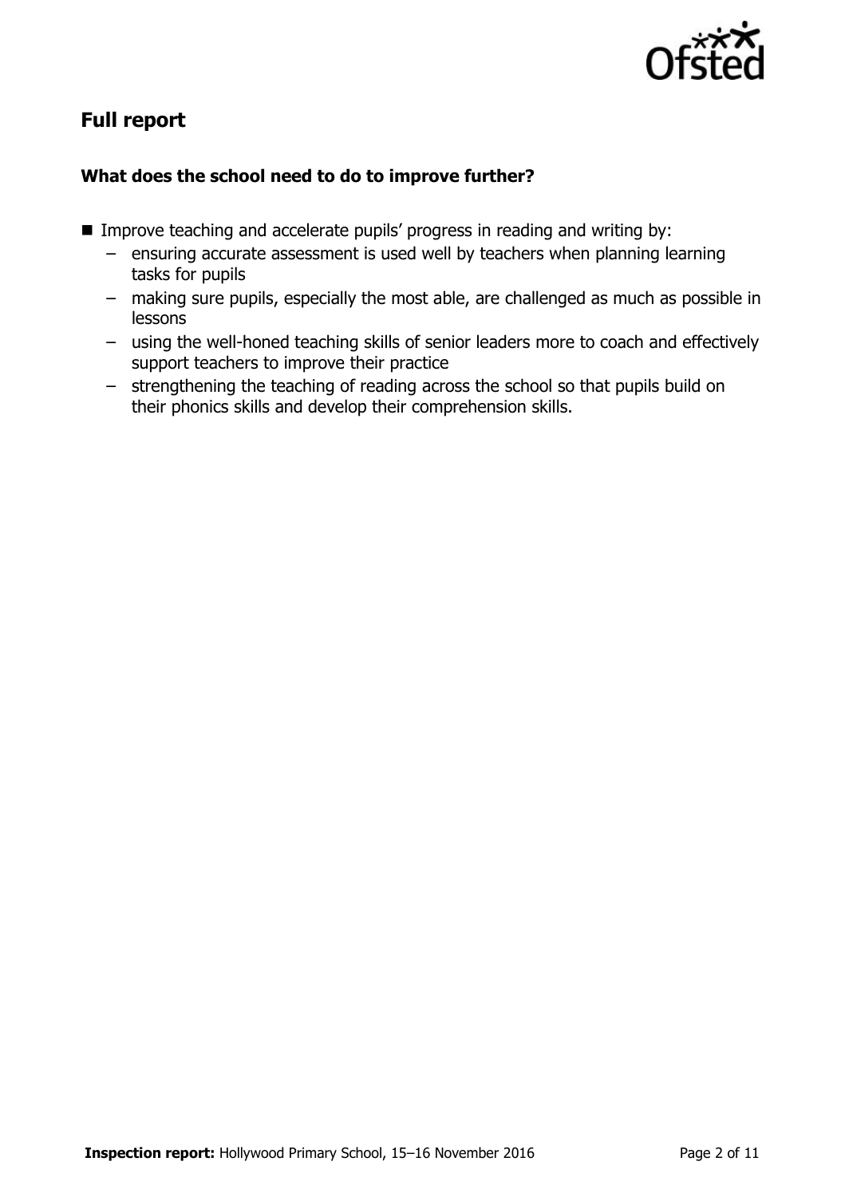## Full report

### What does the school need to do to improve further?

- Improve teaching and accelerate pupils' progress in reading and writing by:
  - ensuring accurate assessment is used well by teachers when planning learning tasks for pupils
  - making sure pupils, especially the most able, are challenged as much as possible in lessons
  - using the well-honed teaching skills of senior leaders more to coach and effectively support teachers to improve their practice
  - strengthening the teaching of reading across the school so that pupils build on their phonics skills and develop their comprehension skills.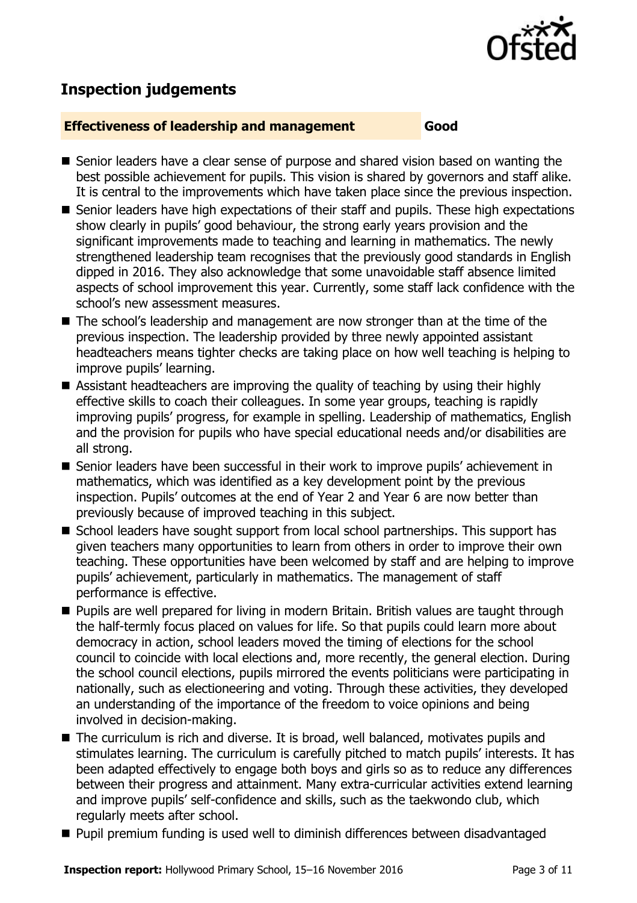## Inspection judgements

**Effectiveness of leadership and management** **Good**

- Senior leaders have a clear sense of purpose and shared vision based on wanting the best possible achievement for pupils. This vision is shared by governors and staff alike. It is central to the improvements which have taken place since the previous inspection.
- Senior leaders have high expectations of their staff and pupils. These high expectations show clearly in pupils' good behaviour, the strong early years provision and the significant improvements made to teaching and learning in mathematics. The newly strengthened leadership team recognises that the previously good standards in English dipped in 2016. They also acknowledge that some unavoidable staff absence limited aspects of school improvement this year. Currently, some staff lack confidence with the school's new assessment measures.
- The school's leadership and management are now stronger than at the time of the previous inspection. The leadership provided by three newly appointed assistant headteachers means tighter checks are taking place on how well teaching is helping to improve pupils' learning.
- Assistant headteachers are improving the quality of teaching by using their highly effective skills to coach their colleagues. In some year groups, teaching is rapidly improving pupils' progress, for example in spelling. Leadership of mathematics, English and the provision for pupils who have special educational needs and/or disabilities are all strong.
- Senior leaders have been successful in their work to improve pupils' achievement in mathematics, which was identified as a key development point by the previous inspection. Pupils' outcomes at the end of Year 2 and Year 6 are now better than previously because of improved teaching in this subject.
- School leaders have sought support from local school partnerships. This support has given teachers many opportunities to learn from others in order to improve their own teaching. These opportunities have been welcomed by staff and are helping to improve pupils' achievement, particularly in mathematics. The management of staff performance is effective.
- Pupils are well prepared for living in modern Britain. British values are taught through the half-termly focus placed on values for life. So that pupils could learn more about democracy in action, school leaders moved the timing of elections for the school council to coincide with local elections and, more recently, the general election. During the school council elections, pupils mirrored the events politicians were participating in nationally, such as electioneering and voting. Through these activities, they developed an understanding of the importance of the freedom to voice opinions and being involved in decision-making.
- The curriculum is rich and diverse. It is broad, well balanced, motivates pupils and stimulates learning. The curriculum is carefully pitched to match pupils' interests. It has been adapted effectively to engage both boys and girls so as to reduce any differences between their progress and attainment. Many extra-curricular activities extend learning and improve pupils' self-confidence and skills, such as the taekwondo club, which regularly meets after school.
- Pupil premium funding is used well to diminish differences between disadvantaged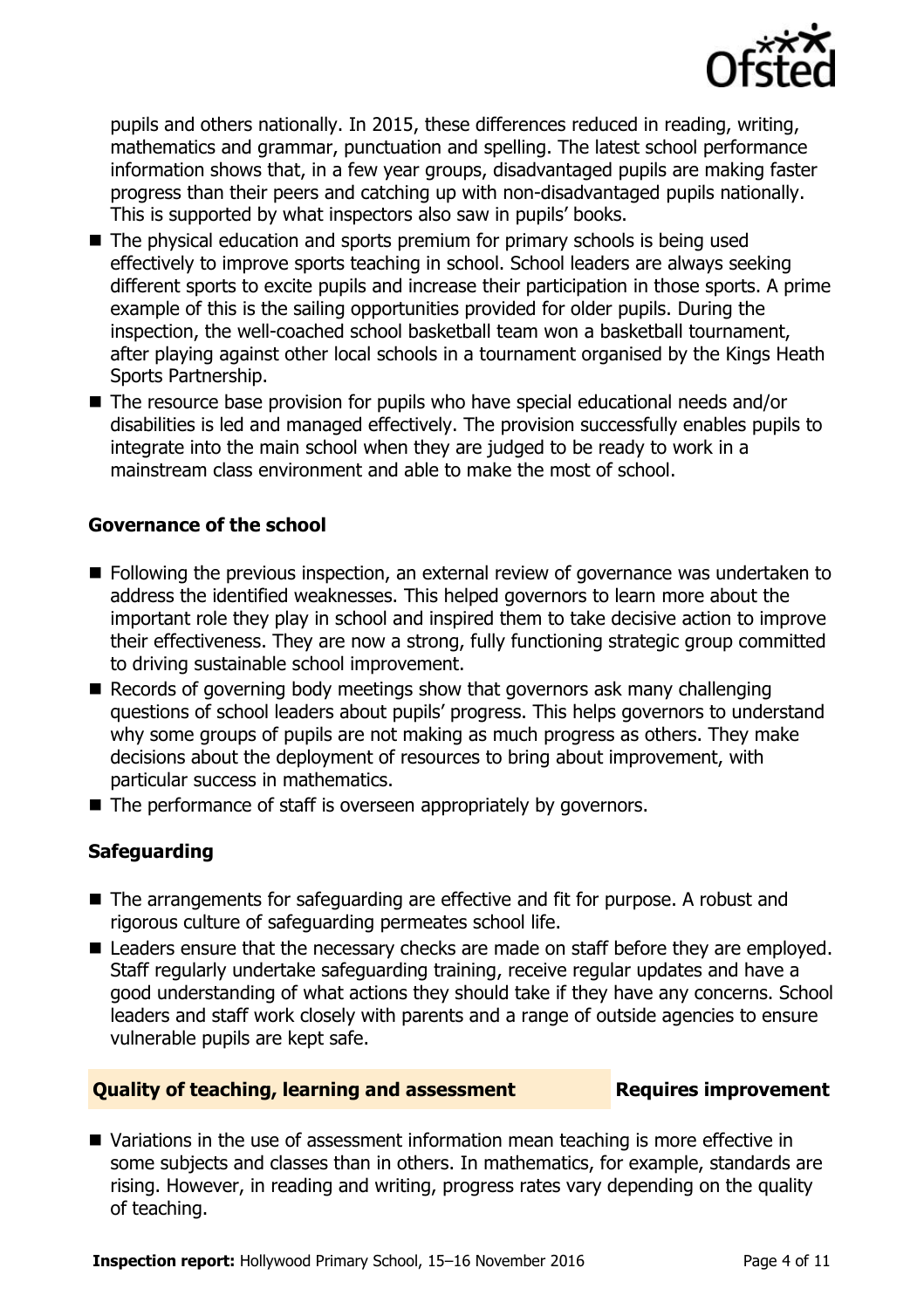pupils and others nationally. In 2015, these differences reduced in reading, writing, mathematics and grammar, punctuation and spelling. The latest school performance information shows that, in a few year groups, disadvantaged pupils are making faster progress than their peers and catching up with non-disadvantaged pupils nationally. This is supported by what inspectors also saw in pupils' books.

- The physical education and sports premium for primary schools is being used effectively to improve sports teaching in school. School leaders are always seeking different sports to excite pupils and increase their participation in those sports. A prime example of this is the sailing opportunities provided for older pupils. During the inspection, the well-coached school basketball team won a basketball tournament, after playing against other local schools in a tournament organised by the Kings Heath Sports Partnership.
- The resource base provision for pupils who have special educational needs and/or disabilities is led and managed effectively. The provision successfully enables pupils to integrate into the main school when they are judged to be ready to work in a mainstream class environment and able to make the most of school.

### Governance of the school

- Following the previous inspection, an external review of governance was undertaken to address the identified weaknesses. This helped governors to learn more about the important role they play in school and inspired them to take decisive action to improve their effectiveness. They are now a strong, fully functioning strategic group committed to driving sustainable school improvement.
- Records of governing body meetings show that governors ask many challenging questions of school leaders about pupils' progress. This helps governors to understand why some groups of pupils are not making as much progress as others. They make decisions about the deployment of resources to bring about improvement, with particular success in mathematics.
- The performance of staff is overseen appropriately by governors.

### Safeguarding

- The arrangements for safeguarding are effective and fit for purpose. A robust and rigorous culture of safeguarding permeates school life.
- Leaders ensure that the necessary checks are made on staff before they are employed. Staff regularly undertake safeguarding training, receive regular updates and have a good understanding of what actions they should take if they have any concerns. School leaders and staff work closely with parents and a range of outside agencies to ensure vulnerable pupils are kept safe.

## Quality of teaching, learning and assessment — Requires improvement

- Variations in the use of assessment information mean teaching is more effective in some subjects and classes than in others. In mathematics, for example, standards are rising. However, in reading and writing, progress rates vary depending on the quality of teaching.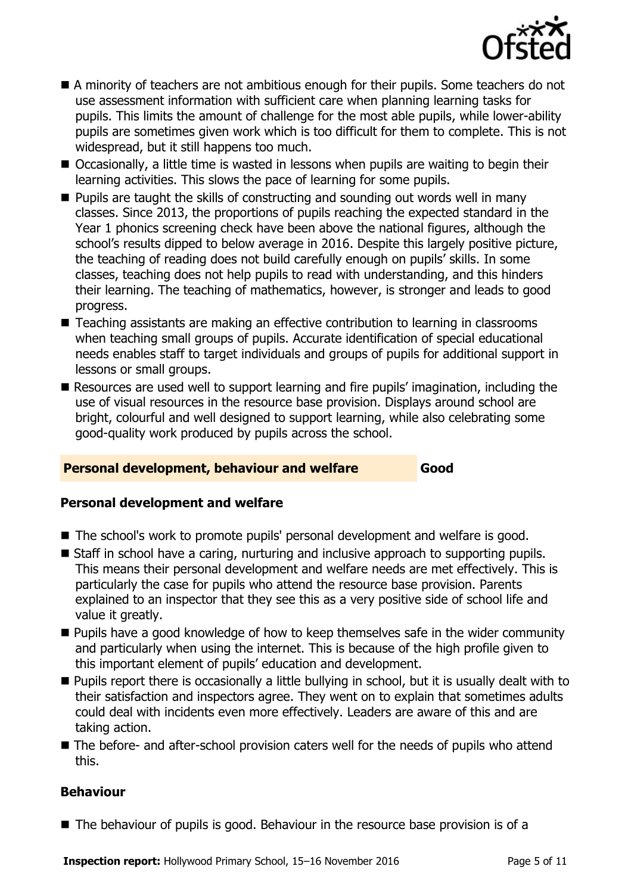- A minority of teachers are not ambitious enough for their pupils. Some teachers do not use assessment information with sufficient care when planning learning tasks for pupils. This limits the amount of challenge for the most able pupils, while lower-ability pupils are sometimes given work which is too difficult for them to complete. This is not widespread, but it still happens too much.
- Occasionally, a little time is wasted in lessons when pupils are waiting to begin their learning activities. This slows the pace of learning for some pupils.
- Pupils are taught the skills of constructing and sounding out words well in many classes. Since 2013, the proportions of pupils reaching the expected standard in the Year 1 phonics screening check have been above the national figures, although the school's results dipped to below average in 2016. Despite this largely positive picture, the teaching of reading does not build carefully enough on pupils' skills. In some classes, teaching does not help pupils to read with understanding, and this hinders their learning. The teaching of mathematics, however, is stronger and leads to good progress.
- Teaching assistants are making an effective contribution to learning in classrooms when teaching small groups of pupils. Accurate identification of special educational needs enables staff to target individuals and groups of pupils for additional support in lessons or small groups.
- Resources are used well to support learning and fire pupils' imagination, including the use of visual resources in the resource base provision. Displays around school are bright, colourful and well designed to support learning, while also celebrating some good-quality work produced by pupils across the school.

## Personal development, behaviour and welfare — Good

### Personal development and welfare

- The school's work to promote pupils' personal development and welfare is good.
- Staff in school have a caring, nurturing and inclusive approach to supporting pupils. This means their personal development and welfare needs are met effectively. This is particularly the case for pupils who attend the resource base provision. Parents explained to an inspector that they see this as a very positive side of school life and value it greatly.
- Pupils have a good knowledge of how to keep themselves safe in the wider community and particularly when using the internet. This is because of the high profile given to this important element of pupils' education and development.
- Pupils report there is occasionally a little bullying in school, but it is usually dealt with to their satisfaction and inspectors agree. They went on to explain that sometimes adults could deal with incidents even more effectively. Leaders are aware of this and are taking action.
- The before- and after-school provision caters well for the needs of pupils who attend this.

### Behaviour

- The behaviour of pupils is good. Behaviour in the resource base provision is of a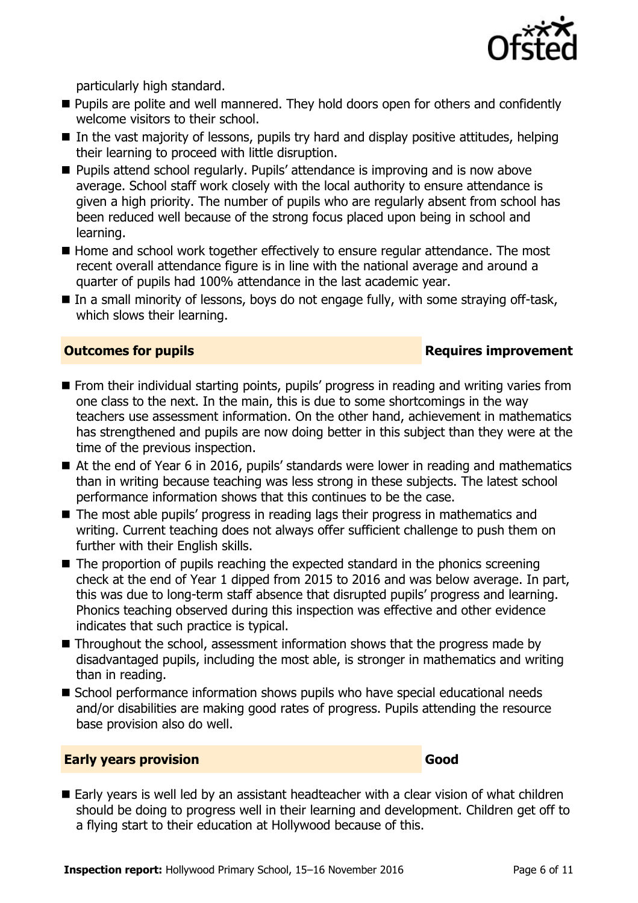particularly high standard.

- Pupils are polite and well mannered. They hold doors open for others and confidently welcome visitors to their school.
- In the vast majority of lessons, pupils try hard and display positive attitudes, helping their learning to proceed with little disruption.
- Pupils attend school regularly. Pupils' attendance is improving and is now above average. School staff work closely with the local authority to ensure attendance is given a high priority. The number of pupils who are regularly absent from school has been reduced well because of the strong focus placed upon being in school and learning.
- Home and school work together effectively to ensure regular attendance. The most recent overall attendance figure is in line with the national average and around a quarter of pupils had 100% attendance in the last academic year.
- In a small minority of lessons, boys do not engage fully, with some straying off-task, which slows their learning.

## Outcomes for pupils — Requires improvement

- From their individual starting points, pupils' progress in reading and writing varies from one class to the next. In the main, this is due to some shortcomings in the way teachers use assessment information. On the other hand, achievement in mathematics has strengthened and pupils are now doing better in this subject than they were at the time of the previous inspection.
- At the end of Year 6 in 2016, pupils' standards were lower in reading and mathematics than in writing because teaching was less strong in these subjects. The latest school performance information shows that this continues to be the case.
- The most able pupils' progress in reading lags their progress in mathematics and writing. Current teaching does not always offer sufficient challenge to push them on further with their English skills.
- The proportion of pupils reaching the expected standard in the phonics screening check at the end of Year 1 dipped from 2015 to 2016 and was below average. In part, this was due to long-term staff absence that disrupted pupils' progress and learning. Phonics teaching observed during this inspection was effective and other evidence indicates that such practice is typical.
- Throughout the school, assessment information shows that the progress made by disadvantaged pupils, including the most able, is stronger in mathematics and writing than in reading.
- School performance information shows pupils who have special educational needs and/or disabilities are making good rates of progress. Pupils attending the resource base provision also do well.

## Early years provision — Good

- Early years is well led by an assistant headteacher with a clear vision of what children should be doing to progress well in their learning and development. Children get off to a flying start to their education at Hollywood because of this.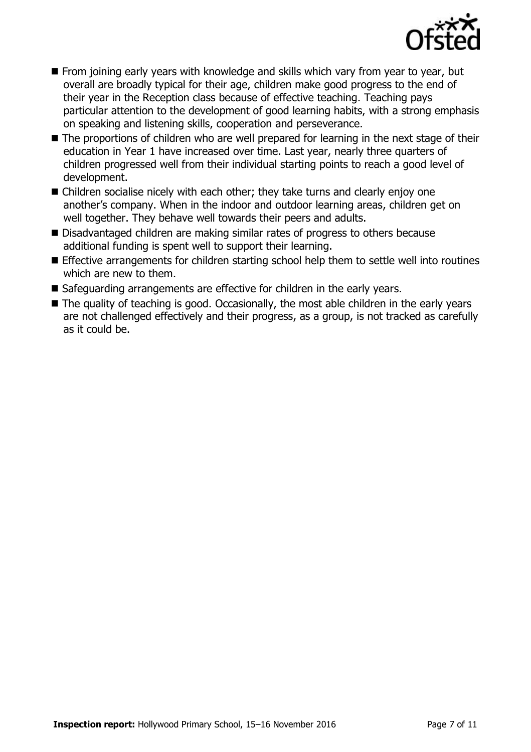- From joining early years with knowledge and skills which vary from year to year, but overall are broadly typical for their age, children make good progress to the end of their year in the Reception class because of effective teaching. Teaching pays particular attention to the development of good learning habits, with a strong emphasis on speaking and listening skills, cooperation and perseverance.
- The proportions of children who are well prepared for learning in the next stage of their education in Year 1 have increased over time. Last year, nearly three quarters of children progressed well from their individual starting points to reach a good level of development.
- Children socialise nicely with each other; they take turns and clearly enjoy one another's company. When in the indoor and outdoor learning areas, children get on well together. They behave well towards their peers and adults.
- Disadvantaged children are making similar rates of progress to others because additional funding is spent well to support their learning.
- Effective arrangements for children starting school help them to settle well into routines which are new to them.
- Safeguarding arrangements are effective for children in the early years.
- The quality of teaching is good. Occasionally, the most able children in the early years are not challenged effectively and their progress, as a group, is not tracked as carefully as it could be.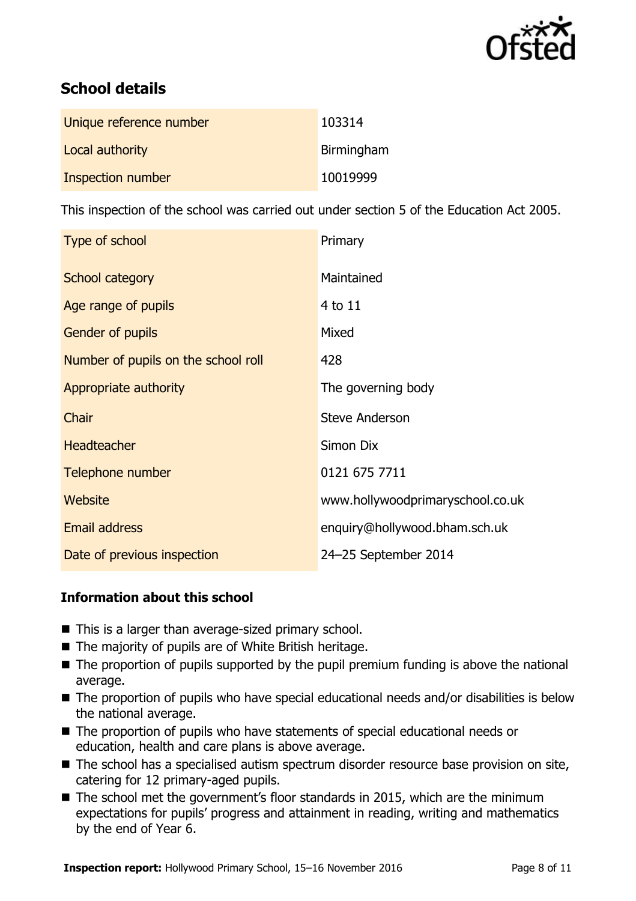## School details

| | |
|---|---|
| Unique reference number | 103314 |
| Local authority | Birmingham |
| Inspection number | 10019999 |

This inspection of the school was carried out under section 5 of the Education Act 2005.

| | |
|---|---|
| Type of school | Primary |
| School category | Maintained |
| Age range of pupils | 4 to 11 |
| Gender of pupils | Mixed |
| Number of pupils on the school roll | 428 |
| Appropriate authority | The governing body |
| Chair | Steve Anderson |
| Headteacher | Simon Dix |
| Telephone number | 0121 675 7711 |
| Website | www.hollywoodprimaryschool.co.uk |
| Email address | enquiry@hollywood.bham.sch.uk |
| Date of previous inspection | 24–25 September 2014 |

### Information about this school

- This is a larger than average-sized primary school.
- The majority of pupils are of White British heritage.
- The proportion of pupils supported by the pupil premium funding is above the national average.
- The proportion of pupils who have special educational needs and/or disabilities is below the national average.
- The proportion of pupils who have statements of special educational needs or education, health and care plans is above average.
- The school has a specialised autism spectrum disorder resource base provision on site, catering for 12 primary-aged pupils.
- The school met the government's floor standards in 2015, which are the minimum expectations for pupils' progress and attainment in reading, writing and mathematics by the end of Year 6.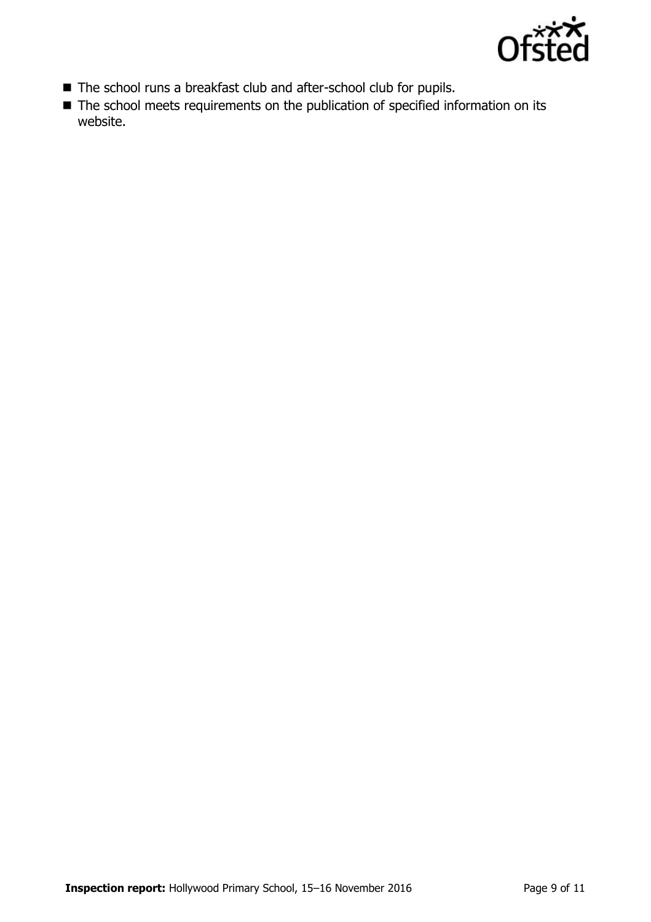- The school runs a breakfast club and after-school club for pupils.
- The school meets requirements on the publication of specified information on its website.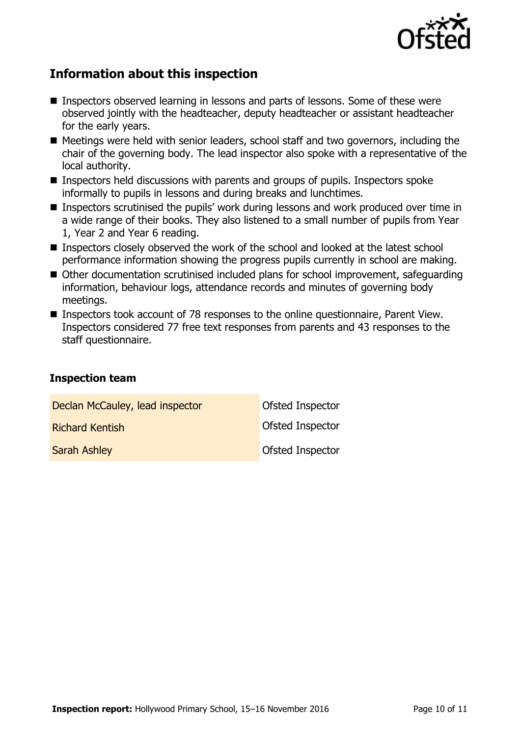## Information about this inspection

- Inspectors observed learning in lessons and parts of lessons. Some of these were observed jointly with the headteacher, deputy headteacher or assistant headteacher for the early years.
- Meetings were held with senior leaders, school staff and two governors, including the chair of the governing body. The lead inspector also spoke with a representative of the local authority.
- Inspectors held discussions with parents and groups of pupils. Inspectors spoke informally to pupils in lessons and during breaks and lunchtimes.
- Inspectors scrutinised the pupils' work during lessons and work produced over time in a wide range of their books. They also listened to a small number of pupils from Year 1, Year 2 and Year 6 reading.
- Inspectors closely observed the work of the school and looked at the latest school performance information showing the progress pupils currently in school are making.
- Other documentation scrutinised included plans for school improvement, safeguarding information, behaviour logs, attendance records and minutes of governing body meetings.
- Inspectors took account of 78 responses to the online questionnaire, Parent View. Inspectors considered 77 free text responses from parents and 43 responses to the staff questionnaire.

### Inspection team

| | |
|---|---|
| Declan McCauley, lead inspector | Ofsted Inspector |
| Richard Kentish | Ofsted Inspector |
| Sarah Ashley | Ofsted Inspector |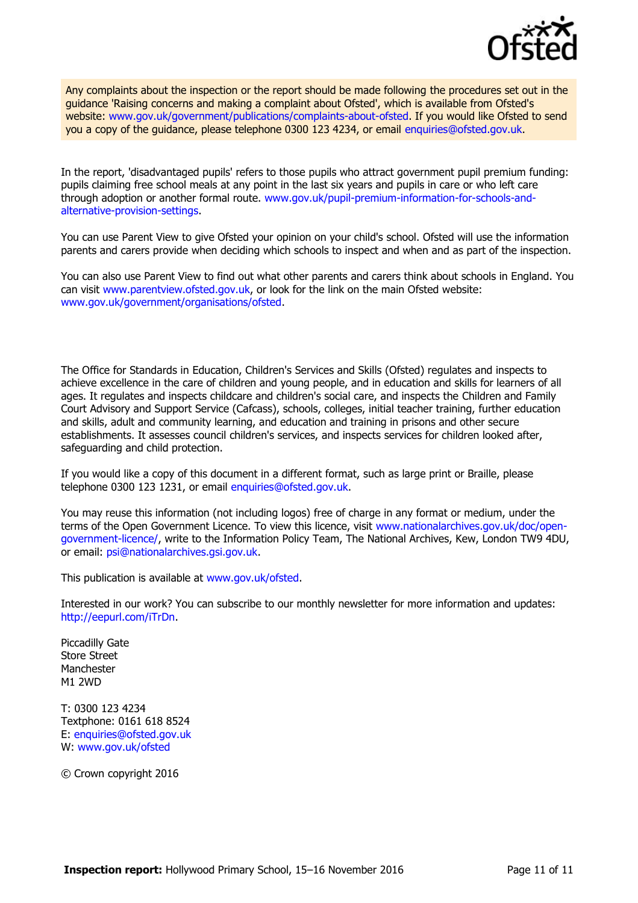Any complaints about the inspection or the report should be made following the procedures set out in the guidance 'Raising concerns and making a complaint about Ofsted', which is available from Ofsted's website: www.gov.uk/government/publications/complaints-about-ofsted. If you would like Ofsted to send you a copy of the guidance, please telephone 0300 123 4234, or email enquiries@ofsted.gov.uk.

In the report, 'disadvantaged pupils' refers to those pupils who attract government pupil premium funding: pupils claiming free school meals at any point in the last six years and pupils in care or who left care through adoption or another formal route. www.gov.uk/pupil-premium-information-for-schools-and-alternative-provision-settings.

You can use Parent View to give Ofsted your opinion on your child's school. Ofsted will use the information parents and carers provide when deciding which schools to inspect and when and as part of the inspection.

You can also use Parent View to find out what other parents and carers think about schools in England. You can visit www.parentview.ofsted.gov.uk, or look for the link on the main Ofsted website: www.gov.uk/government/organisations/ofsted.

The Office for Standards in Education, Children's Services and Skills (Ofsted) regulates and inspects to achieve excellence in the care of children and young people, and in education and skills for learners of all ages. It regulates and inspects childcare and children's social care, and inspects the Children and Family Court Advisory and Support Service (Cafcass), schools, colleges, initial teacher training, further education and skills, adult and community learning, and education and training in prisons and other secure establishments. It assesses council children's services, and inspects services for children looked after, safeguarding and child protection.

If you would like a copy of this document in a different format, such as large print or Braille, please telephone 0300 123 1231, or email enquiries@ofsted.gov.uk.

You may reuse this information (not including logos) free of charge in any format or medium, under the terms of the Open Government Licence. To view this licence, visit www.nationalarchives.gov.uk/doc/open-government-licence/, write to the Information Policy Team, The National Archives, Kew, London TW9 4DU, or email: psi@nationalarchives.gsi.gov.uk.

This publication is available at www.gov.uk/ofsted.

Interested in our work? You can subscribe to our monthly newsletter for more information and updates: http://eepurl.com/iTrDn.

Piccadilly Gate
Store Street
Manchester
M1 2WD

T: 0300 123 4234
Textphone: 0161 618 8524
E: enquiries@ofsted.gov.uk
W: www.gov.uk/ofsted

© Crown copyright 2016